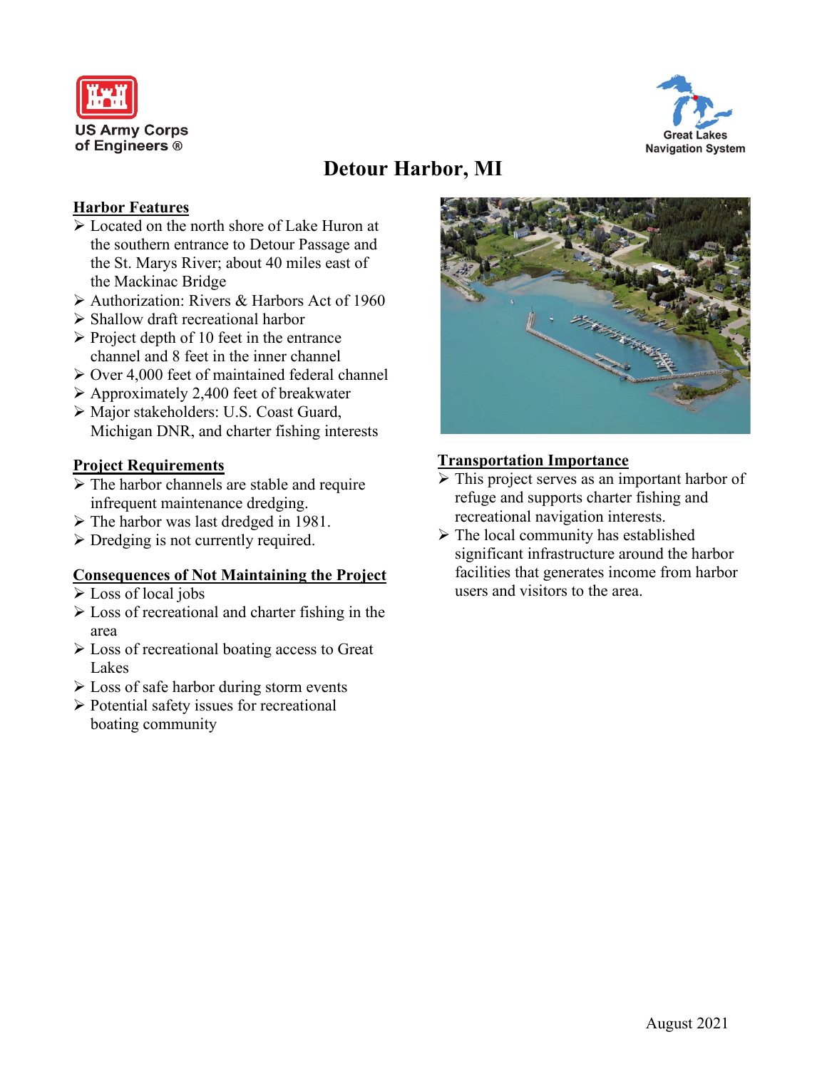US Army Corps of Engineers ®

Great Lakes Navigation System

# Detour Harbor, MI

## Harbor Features

- Located on the north shore of Lake Huron at the southern entrance to Detour Passage and the St. Marys River; about 40 miles east of the Mackinac Bridge
- Authorization: Rivers & Harbors Act of 1960
- Shallow draft recreational harbor
- Project depth of 10 feet in the entrance channel and 8 feet in the inner channel
- Over 4,000 feet of maintained federal channel
- Approximately 2,400 feet of breakwater
- Major stakeholders: U.S. Coast Guard, Michigan DNR, and charter fishing interests

## Project Requirements

- The harbor channels are stable and require infrequent maintenance dredging.
- The harbor was last dredged in 1981.
- Dredging is not currently required.

## Consequences of Not Maintaining the Project

- Loss of local jobs
- Loss of recreational and charter fishing in the area
- Loss of recreational boating access to Great Lakes
- Loss of safe harbor during storm events
- Potential safety issues for recreational boating community

## Transportation Importance

- This project serves as an important harbor of refuge and supports charter fishing and recreational navigation interests.
- The local community has established significant infrastructure around the harbor facilities that generates income from harbor users and visitors to the area.

August 2021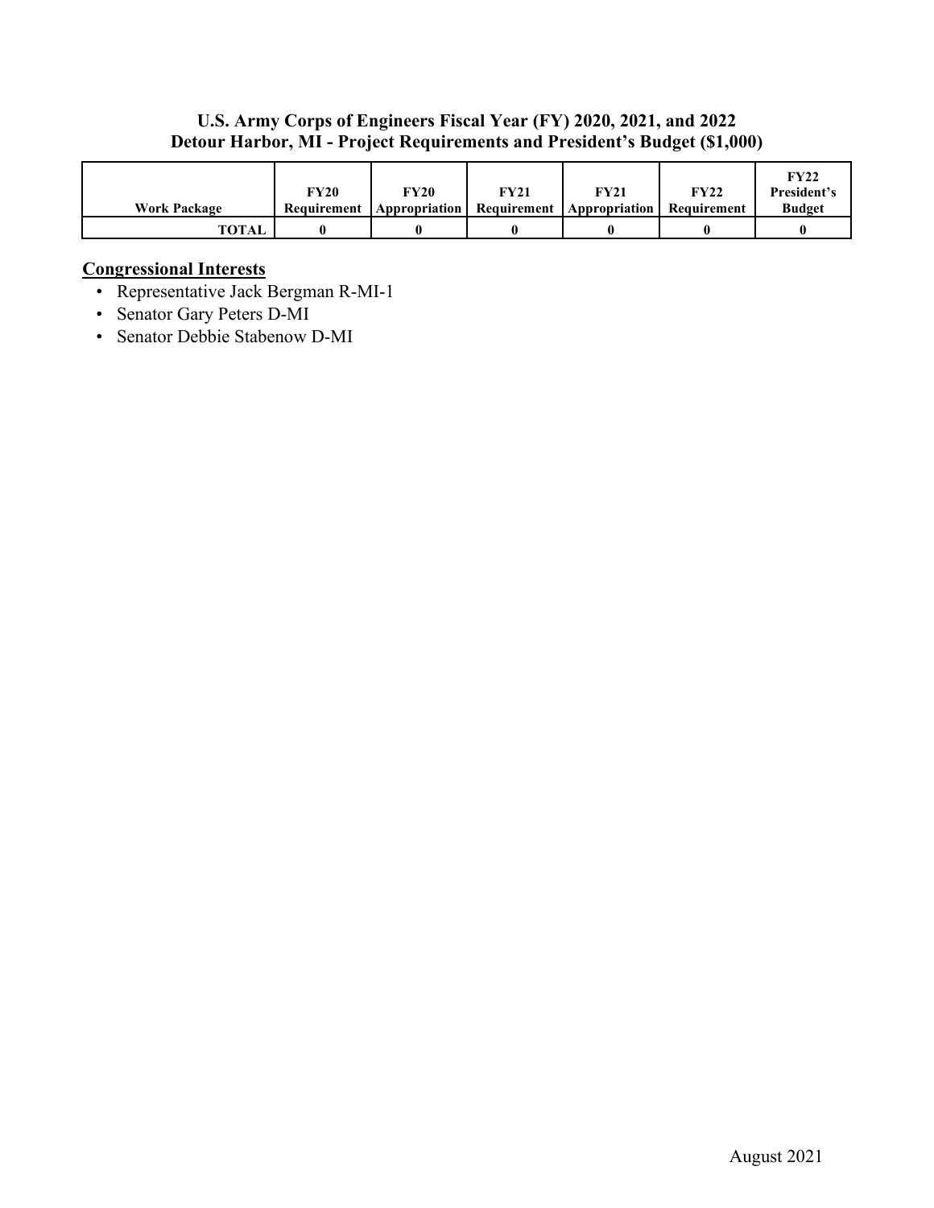**U.S. Army Corps of Engineers Fiscal Year (FY) 2020, 2021, and 2022**
**Detour Harbor, MI - Project Requirements and President's Budget ($1,000)**

| Work Package | FY20 Requirement | FY20 Appropriation | FY21 Requirement | FY21 Appropriation | FY22 Requirement | FY22 President's Budget |
|---|---|---|---|---|---|---|
| **TOTAL** | **0** | **0** | **0** | **0** | **0** | **0** |

**Congressional Interests**

- Representative Jack Bergman R-MI-1
- Senator Gary Peters D-MI
- Senator Debbie Stabenow D-MI

August 2021